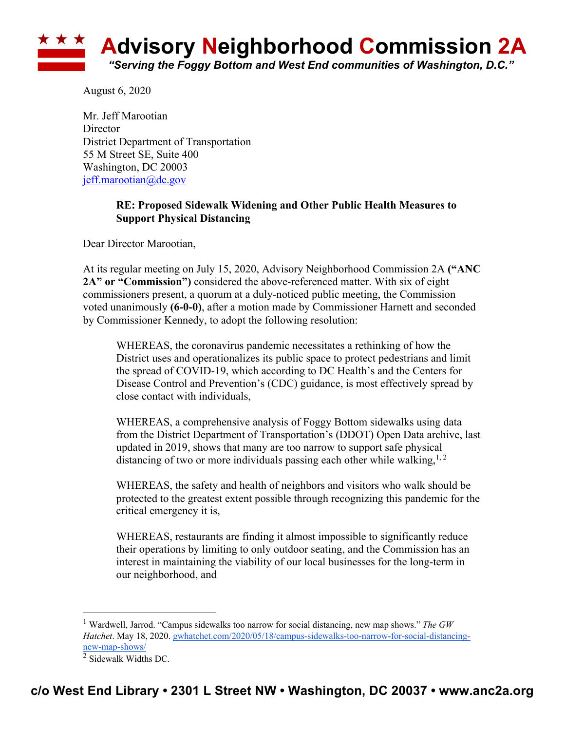# Advisory Neighborhood Commission 2A

*"Serving the Foggy Bottom and West End communities of Washington, D.C."*

August 6, 2020

Mr. Jeff Marootian
Director
District Department of Transportation
55 M Street SE, Suite 400
Washington, DC 20003
jeff.marootian@dc.gov

**RE: Proposed Sidewalk Widening and Other Public Health Measures to Support Physical Distancing**

Dear Director Marootian,

At its regular meeting on July 15, 2020, Advisory Neighborhood Commission 2A **("ANC 2A" or "Commission")** considered the above-referenced matter. With six of eight commissioners present, a quorum at a duly-noticed public meeting, the Commission voted unanimously **(6-0-0)**, after a motion made by Commissioner Harnett and seconded by Commissioner Kennedy, to adopt the following resolution:

> WHEREAS, the coronavirus pandemic necessitates a rethinking of how the District uses and operationalizes its public space to protect pedestrians and limit the spread of COVID-19, which according to DC Health's and the Centers for Disease Control and Prevention's (CDC) guidance, is most effectively spread by close contact with individuals,
>
> WHEREAS, a comprehensive analysis of Foggy Bottom sidewalks using data from the District Department of Transportation's (DDOT) Open Data archive, last updated in 2019, shows that many are too narrow to support safe physical distancing of two or more individuals passing each other while walking,[1, 2]
>
> WHEREAS, the safety and health of neighbors and visitors who walk should be protected to the greatest extent possible through recognizing this pandemic for the critical emergency it is,
>
> WHEREAS, restaurants are finding it almost impossible to significantly reduce their operations by limiting to only outdoor seating, and the Commission has an interest in maintaining the viability of our local businesses for the long-term in our neighborhood, and

---

[1] Wardwell, Jarrod. "Campus sidewalks too narrow for social distancing, new map shows." *The GW Hatchet*. May 18, 2020. gwhatchet.com/2020/05/18/campus-sidewalks-too-narrow-for-social-distancing-new-map-shows/

[2] Sidewalk Widths DC.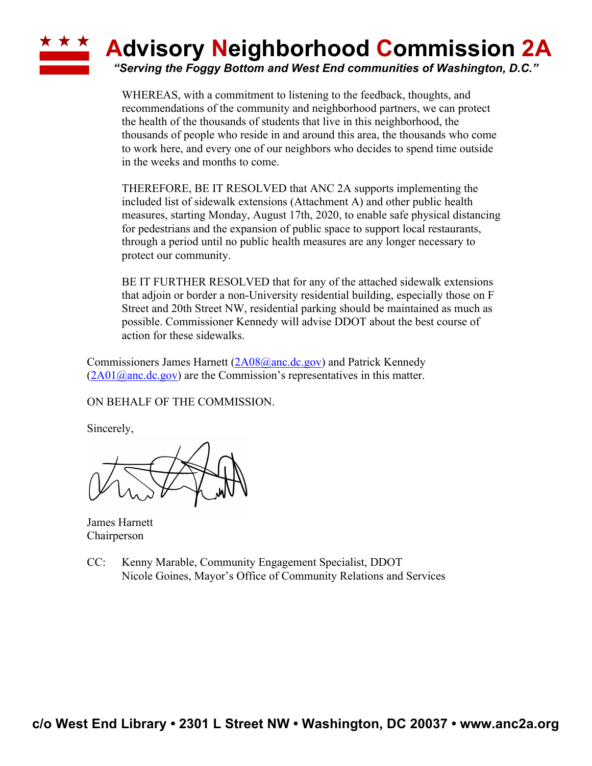WHEREAS, with a commitment to listening to the feedback, thoughts, and recommendations of the community and neighborhood partners, we can protect the health of the thousands of students that live in this neighborhood, the thousands of people who reside in and around this area, the thousands who come to work here, and every one of our neighbors who decides to spend time outside in the weeks and months to come.

THEREFORE, BE IT RESOLVED that ANC 2A supports implementing the included list of sidewalk extensions (Attachment A) and other public health measures, starting Monday, August 17th, 2020, to enable safe physical distancing for pedestrians and the expansion of public space to support local restaurants, through a period until no public health measures are any longer necessary to protect our community.

BE IT FURTHER RESOLVED that for any of the attached sidewalk extensions that adjoin or border a non-University residential building, especially those on F Street and 20th Street NW, residential parking should be maintained as much as possible. Commissioner Kennedy will advise DDOT about the best course of action for these sidewalks.

Commissioners James Harnett (2A08@anc.dc.gov) and Patrick Kennedy (2A01@anc.dc.gov) are the Commission's representatives in this matter.

ON BEHALF OF THE COMMISSION.

Sincerely,

James Harnett
Chairperson

CC: Kenny Marable, Community Engagement Specialist, DDOT
Nicole Goines, Mayor's Office of Community Relations and Services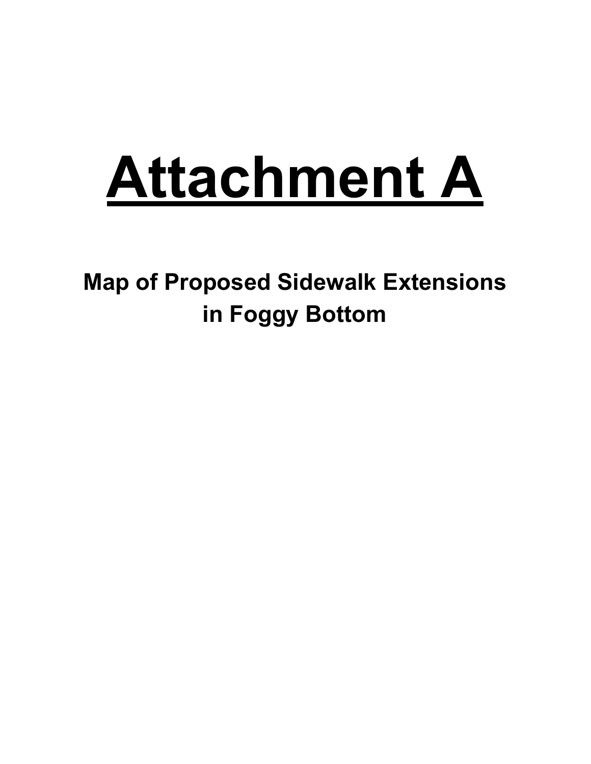# Attachment A

## Map of Proposed Sidewalk Extensions in Foggy Bottom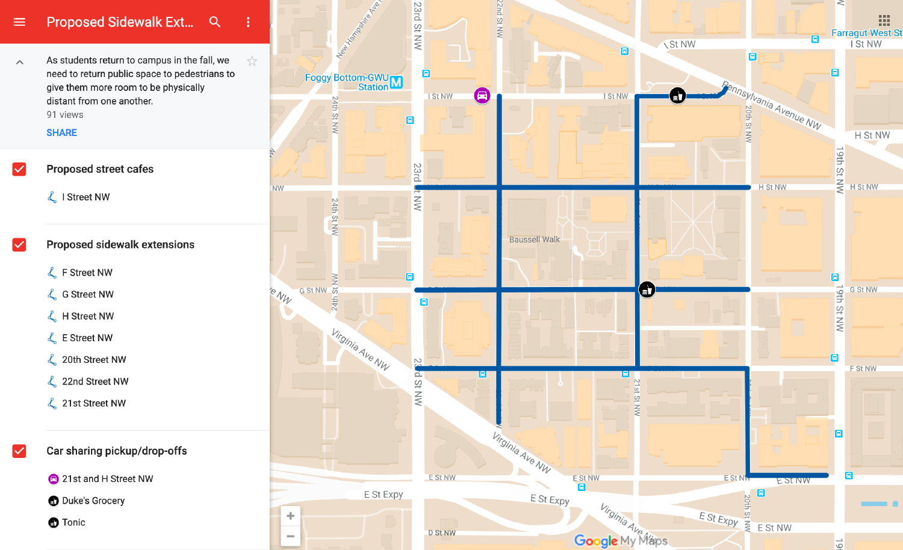# Proposed Sidewalk Ext...

As students return to campus in the fall, we need to return public space to pedestrians to give them more room to be physically distant from one another.

91 views

SHARE

## Proposed street cafes

- I Street NW

## Proposed sidewalk extensions

- F Street NW
- G Street NW
- H Street NW
- E Street NW
- 20th Street NW
- 22nd Street NW
- 21st Street NW

## Car sharing pickup/drop-offs

- 21st and H Street NW
- Duke's Grocery
- Tonic

Foggy Bottom-GWU Station

Farragut West St

New Hampshire Ave

23rd St NW

22nd St NW

21st St NW

20th St NW

19th St NW

24th St NW

I St NW

H St NW

G St NW

F St NW

E St NW

D St NW

Pennsylvania Avenue NW

Virginia Ave NW

E St Expy

Baussell Walk

Google My Maps